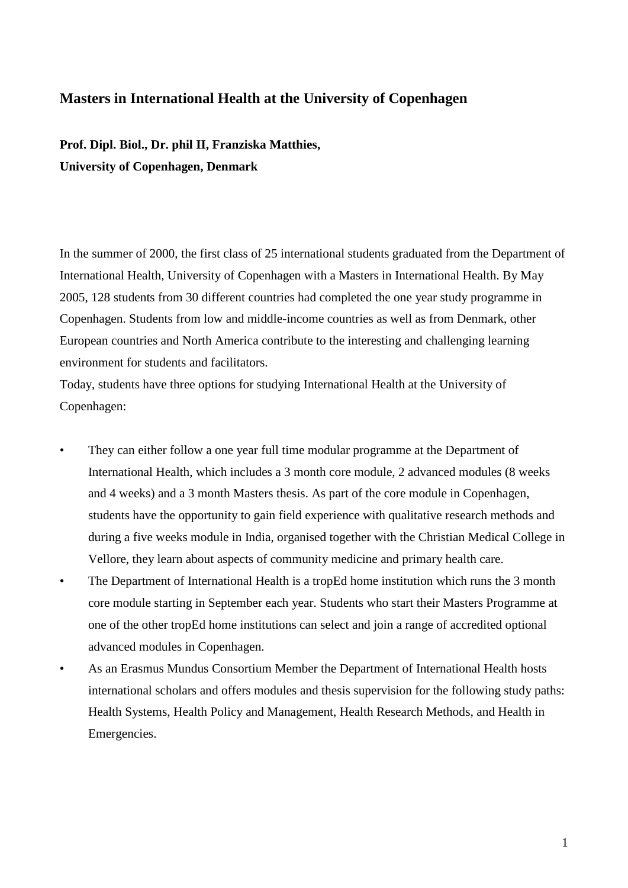# Masters in International Health at the University of Copenhagen

**Prof. Dipl. Biol., Dr. phil II, Franziska Matthies,**
**University of Copenhagen, Denmark**

In the summer of 2000, the first class of 25 international students graduated from the Department of International Health, University of Copenhagen with a Masters in International Health. By May 2005, 128 students from 30 different countries had completed the one year study programme in Copenhagen. Students from low and middle-income countries as well as from Denmark, other European countries and North America contribute to the interesting and challenging learning environment for students and facilitators.

Today, students have three options for studying International Health at the University of Copenhagen:

- They can either follow a one year full time modular programme at the Department of International Health, which includes a 3 month core module, 2 advanced modules (8 weeks and 4 weeks) and a 3 month Masters thesis. As part of the core module in Copenhagen, students have the opportunity to gain field experience with qualitative research methods and during a five weeks module in India, organised together with the Christian Medical College in Vellore, they learn about aspects of community medicine and primary health care.
- The Department of International Health is a tropEd home institution which runs the 3 month core module starting in September each year. Students who start their Masters Programme at one of the other tropEd home institutions can select and join a range of accredited optional advanced modules in Copenhagen.
- As an Erasmus Mundus Consortium Member the Department of International Health hosts international scholars and offers modules and thesis supervision for the following study paths: Health Systems, Health Policy and Management, Health Research Methods, and Health in Emergencies.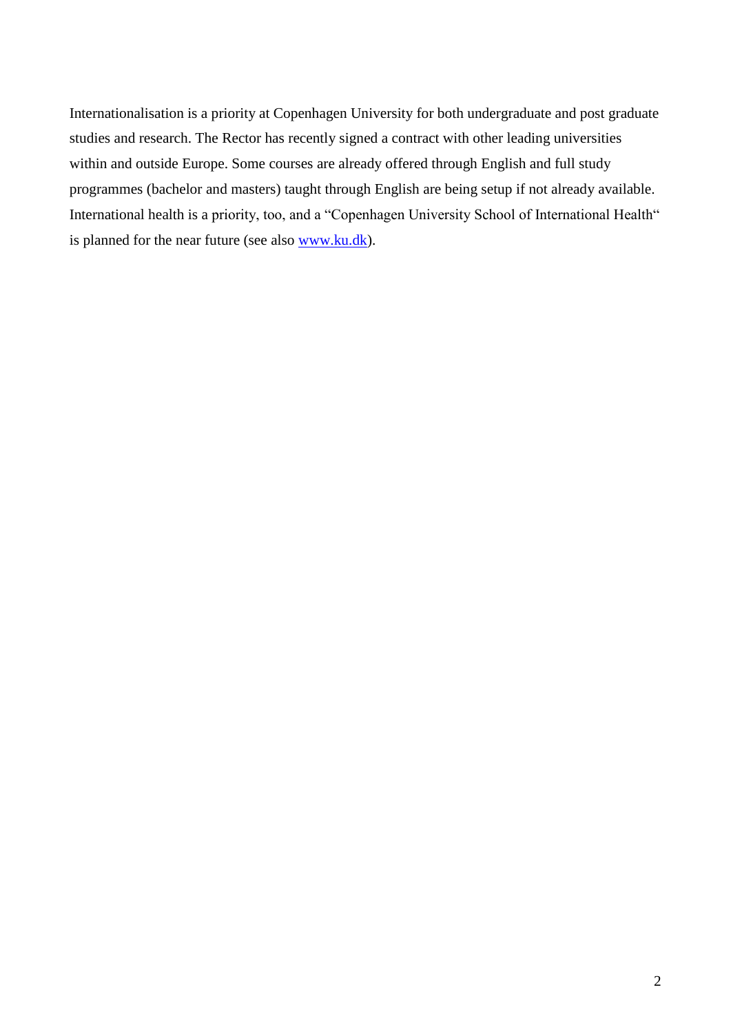Internationalisation is a priority at Copenhagen University for both undergraduate and post graduate studies and research. The Rector has recently signed a contract with other leading universities within and outside Europe. Some courses are already offered through English and full study programmes (bachelor and masters) taught through English are being setup if not already available. International health is a priority, too, and a "Copenhagen University School of International Health" is planned for the near future (see also [www.ku.dk](http://www.ku.dk)).